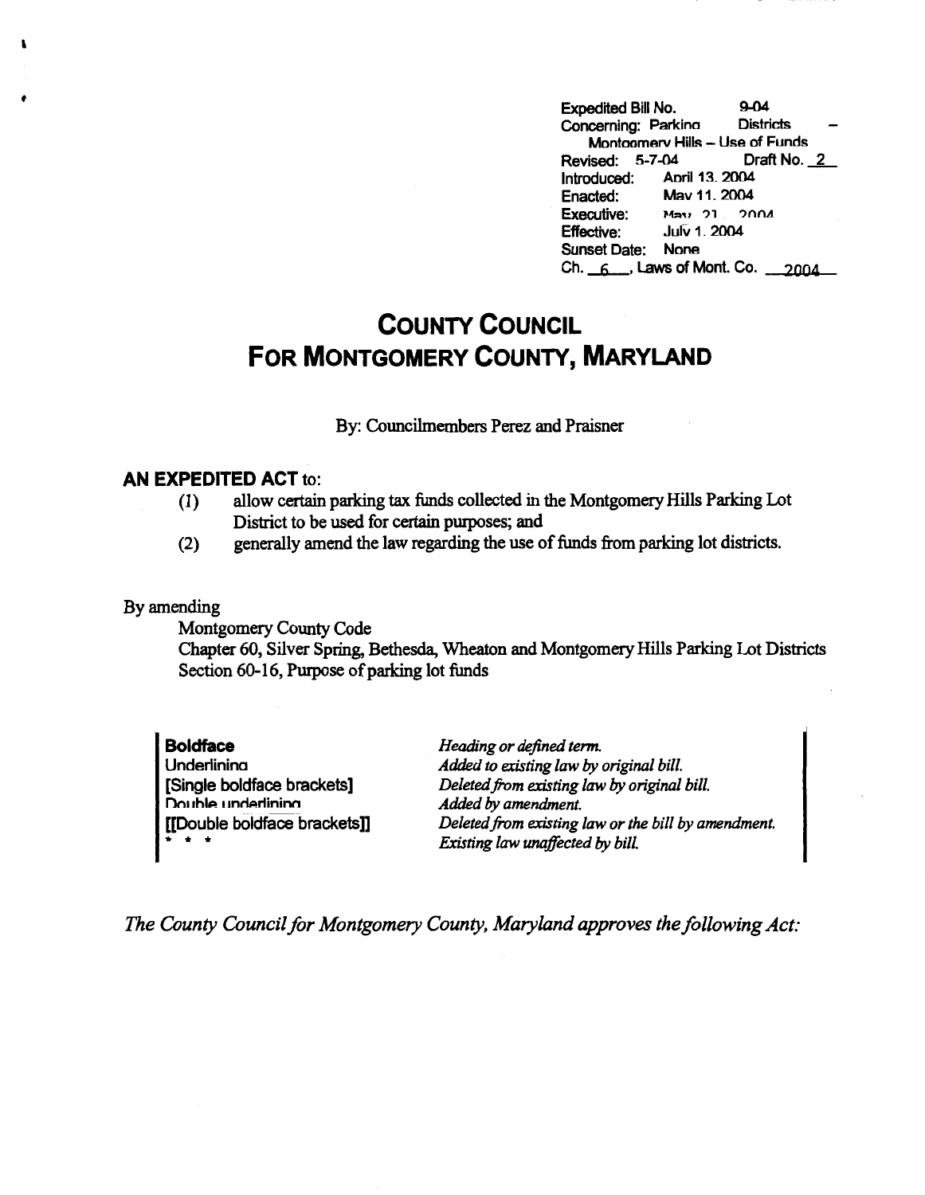Expedited Bill No. 9-04
Concerning: Parking Districts – Montgomery Hills – Use of Funds
Revised: 5-7-04 Draft No. 2
Introduced: April 13, 2004
Enacted: May 11, 2004
Executive: May 21, 2004
Effective: July 1, 2004
Sunset Date: None
Ch. 6, Laws of Mont. Co. 2004

# COUNTY COUNCIL
# FOR MONTGOMERY COUNTY, MARYLAND

By: Councilmembers Perez and Praisner

## AN EXPEDITED ACT to:

(1) allow certain parking tax funds collected in the Montgomery Hills Parking Lot District to be used for certain purposes; and
(2) generally amend the law regarding the use of funds from parking lot districts.

By amending
Montgomery County Code
Chapter 60, Silver Spring, Bethesda, Wheaton and Montgomery Hills Parking Lot Districts
Section 60-16, Purpose of parking lot funds

| | |
|---|---|
| **Boldface** | *Heading or defined term.* |
| Underlining | *Added to existing law by original bill.* |
| [Single boldface brackets] | *Deleted from existing law by original bill.* |
| Double underlining | *Added by amendment.* |
| [[Double boldface brackets]] | *Deleted from existing law or the bill by amendment.* |
| * * * | *Existing law unaffected by bill.* |

*The County Council for Montgomery County, Maryland approves the following Act:*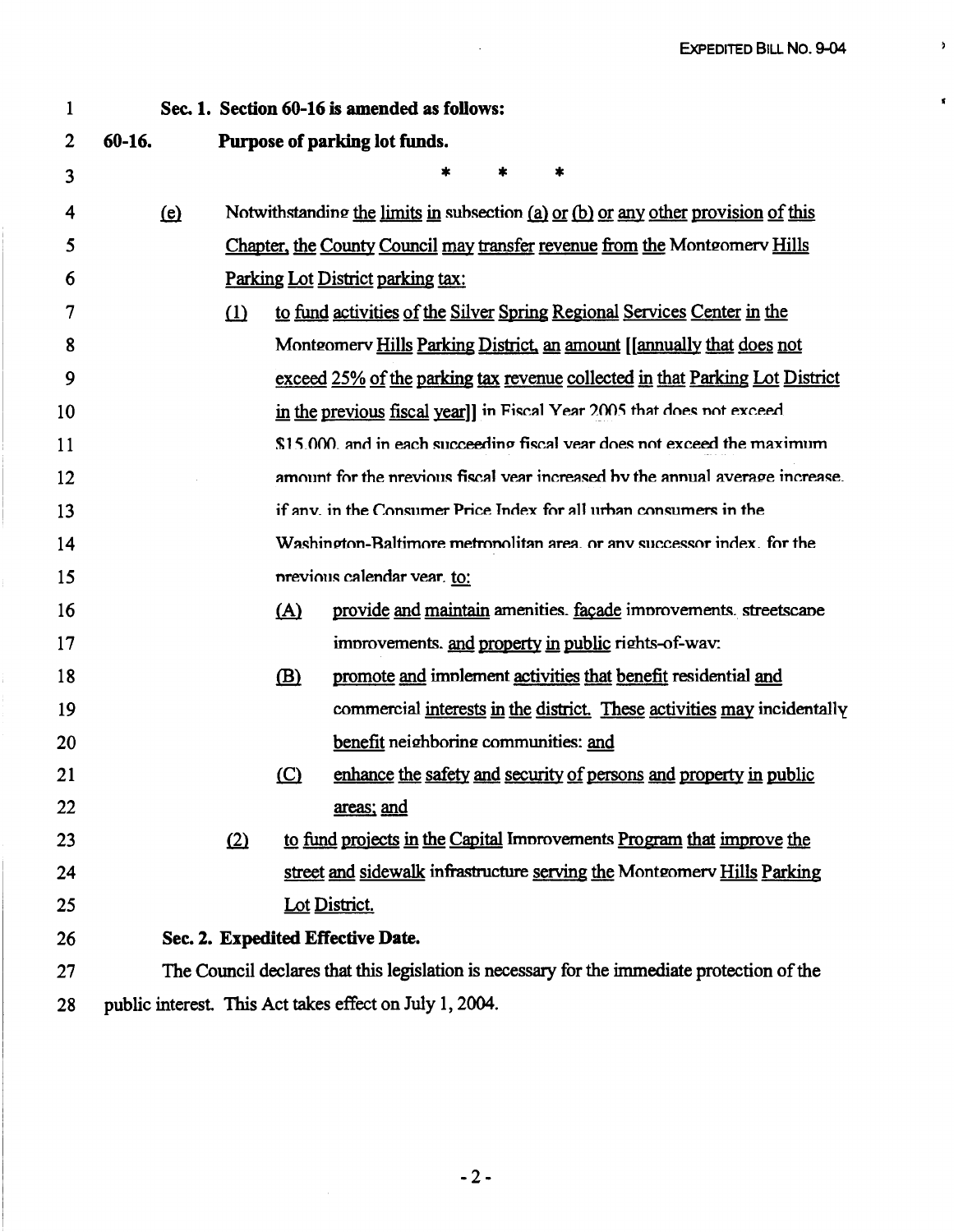**Sec. 1. Section 60-16 is amended as follows:**

**60-16. Purpose of parking lot funds.**

\* \* \*

(e) Notwithstanding the limits in subsection (a) or (b) or any other provision of this Chapter, the County Council may transfer revenue from the Montgomery Hills Parking Lot District parking tax:

(1) to fund activities of the Silver Spring Regional Services Center in the Montgomery Hills Parking District, an amount [[annually that does not exceed 25% of the parking tax revenue collected in that Parking Lot District in the previous fiscal year]] in Fiscal Year 2005 that does not exceed $15,000, and in each succeeding fiscal year does not exceed the maximum amount for the previous fiscal year increased by the annual average increase, if any, in the Consumer Price Index for all urban consumers in the Washington-Baltimore metropolitan area, or any successor index, for the previous calendar year, to:

(A) provide and maintain amenities, façade improvements, streetscape improvements, and property in public rights-of-way;

(B) promote and implement activities that benefit residential and commercial interests in the district. These activities may incidentally benefit neighboring communities; and

(C) enhance the safety and security of persons and property in public areas; and

(2) to fund projects in the Capital Improvements Program that improve the street and sidewalk infrastructure serving the Montgomery Hills Parking Lot District.

**Sec. 2. Expedited Effective Date.**

The Council declares that this legislation is necessary for the immediate protection of the public interest. This Act takes effect on July 1, 2004.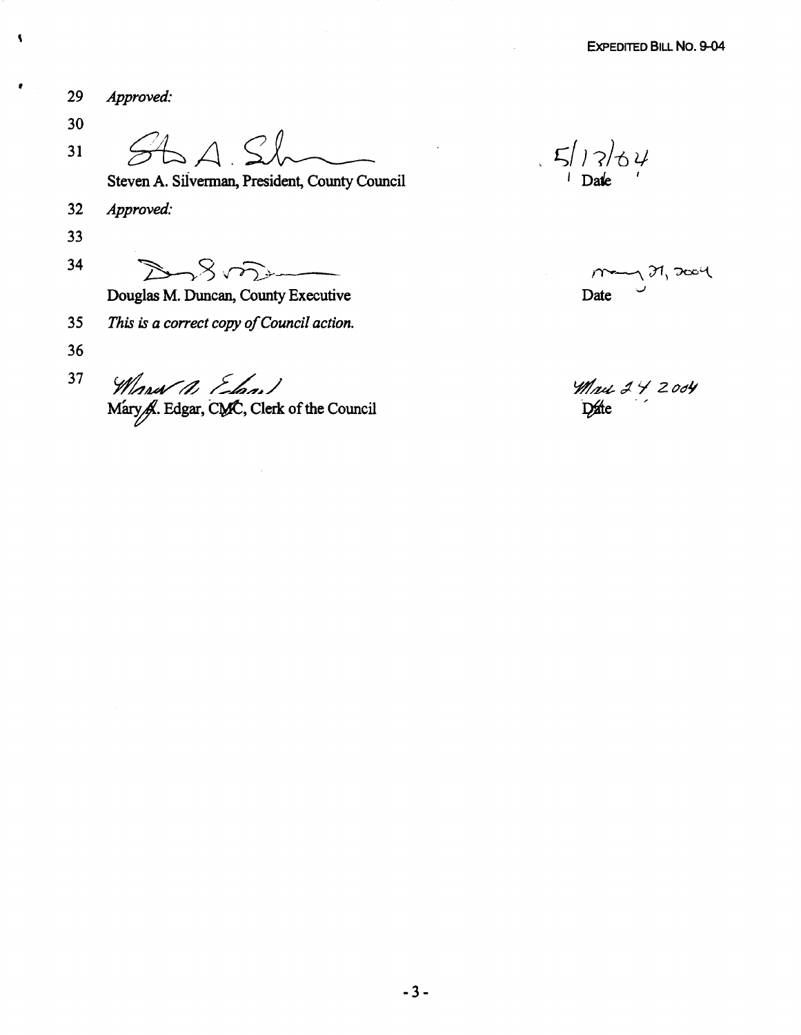29 *Approved:*

30

31 Steven A. Silverman, President, County Council — 5/13/04 Date

32 *Approved:*

33

34 Douglas M. Duncan, County Executive — May 21, 2004 Date

35 *This is a correct copy of Council action.*

36

37 Mary A. Edgar, CMC, Clerk of the Council — May 24 2004 Date